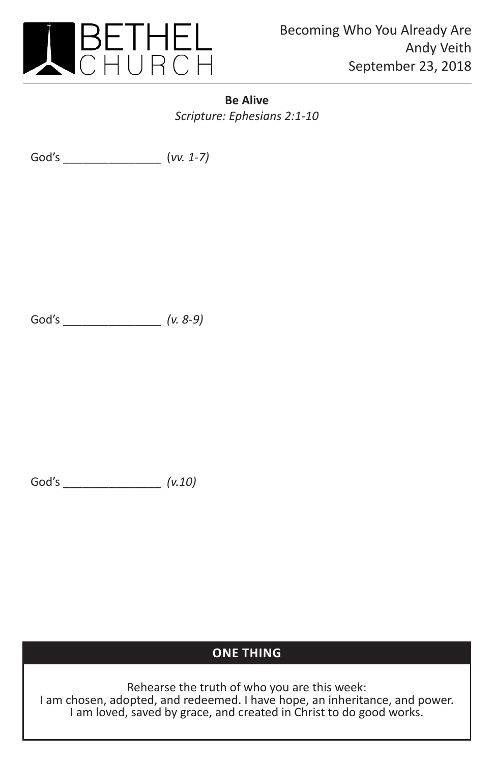BETHEL CHURCH

Becoming Who You Already Are
Andy Veith
September 23, 2018

**Be Alive**
*Scripture: Ephesians 2:1-10*

God's _______________ (*vv. 1-7)*

God's _______________ *(v. 8-9)*

God's _______________ *(v.10)*

**ONE THING**

Rehearse the truth of who you are this week:
I am chosen, adopted, and redeemed. I have hope, an inheritance, and power.
I am loved, saved by grace, and created in Christ to do good works.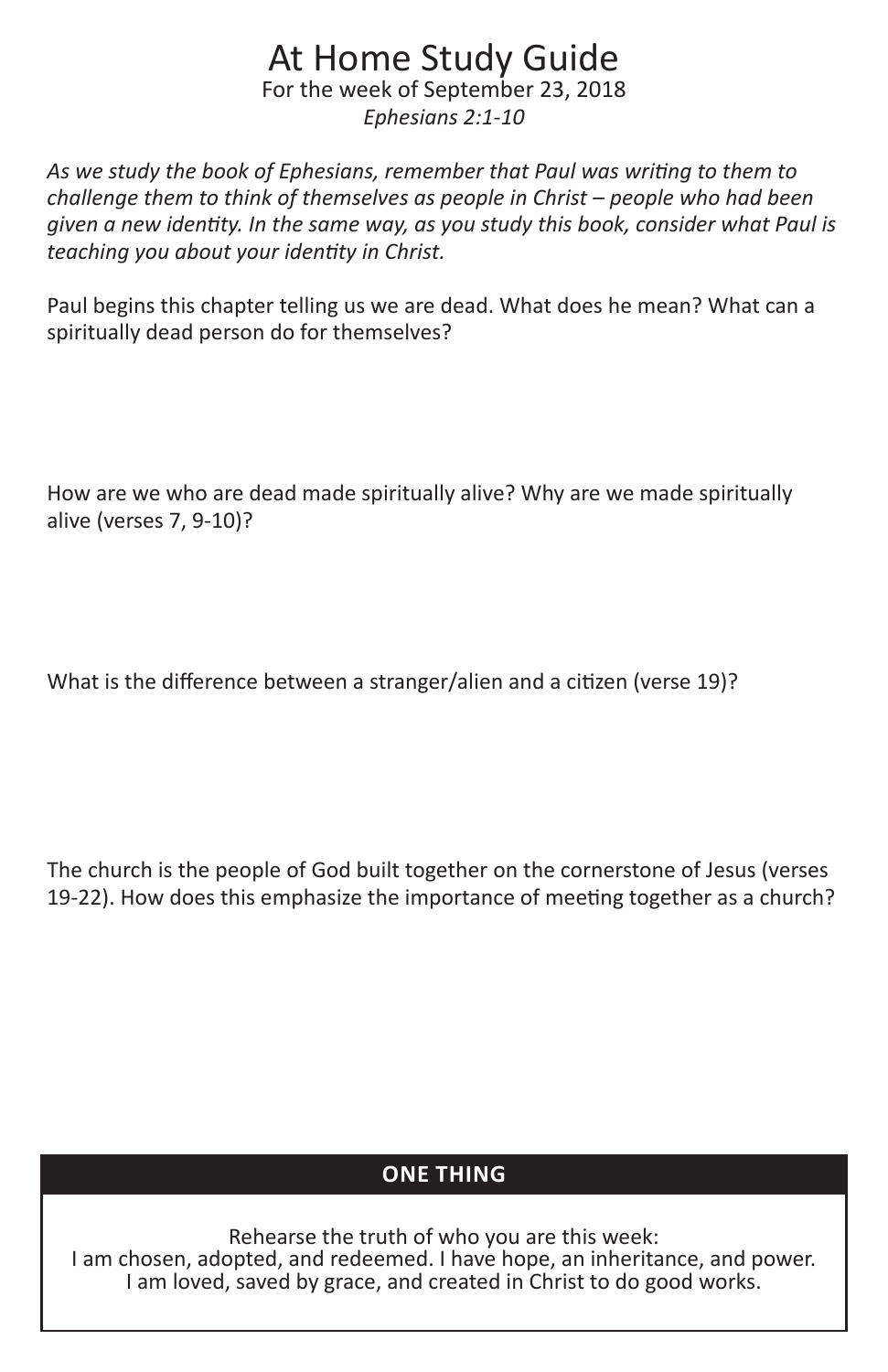# At Home Study Guide

For the week of September 23, 2018

*Ephesians 2:1-10*

*As we study the book of Ephesians, remember that Paul was writing to them to challenge them to think of themselves as people in Christ – people who had been given a new identity. In the same way, as you study this book, consider what Paul is teaching you about your identity in Christ.*

Paul begins this chapter telling us we are dead. What does he mean? What can a spiritually dead person do for themselves?

How are we who are dead made spiritually alive? Why are we made spiritually alive (verses 7, 9-10)?

What is the difference between a stranger/alien and a citizen (verse 19)?

The church is the people of God built together on the cornerstone of Jesus (verses 19-22). How does this emphasize the importance of meeting together as a church?

**ONE THING**

Rehearse the truth of who you are this week:
I am chosen, adopted, and redeemed. I have hope, an inheritance, and power.
I am loved, saved by grace, and created in Christ to do good works.